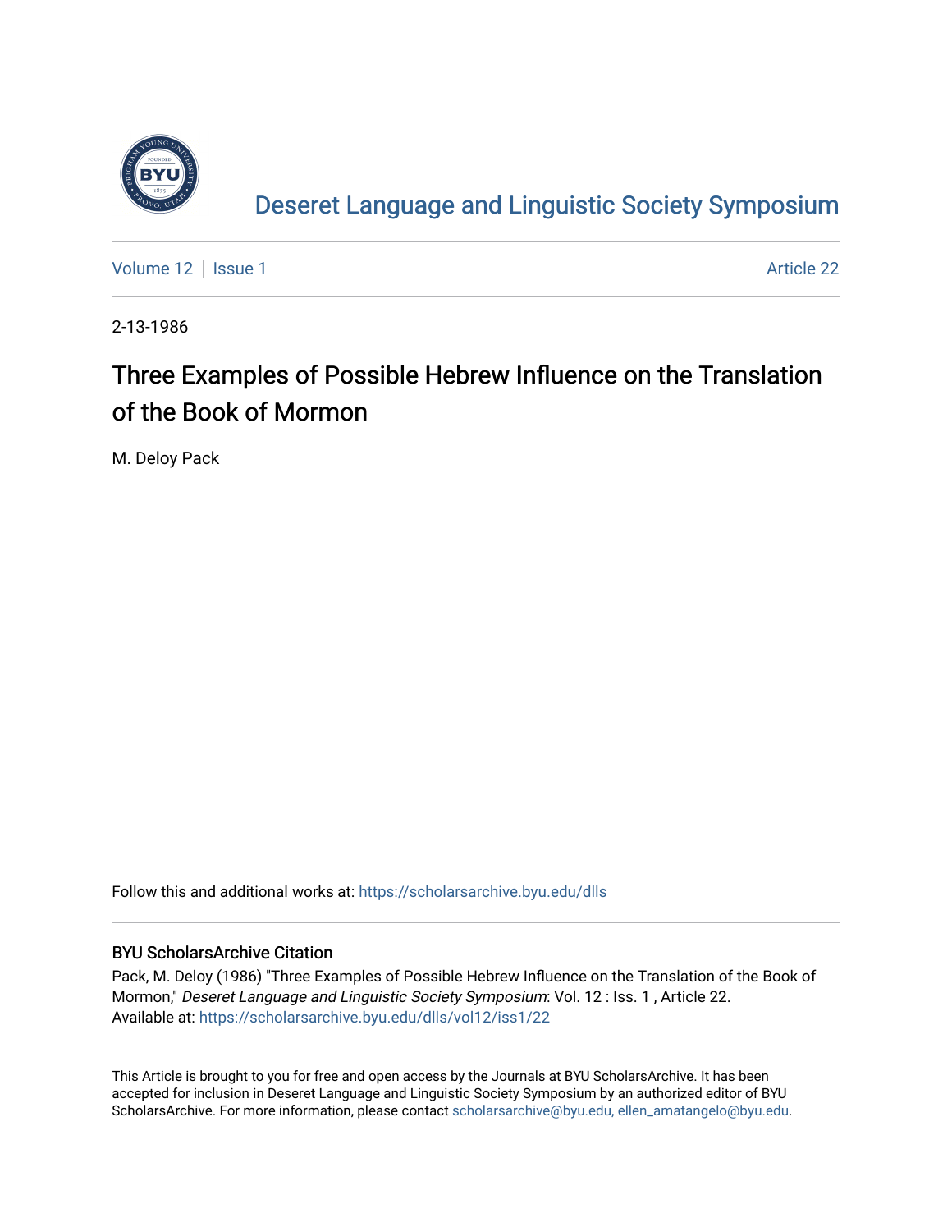Deseret Language and Linguistic Society Symposium

Volume 12 | Issue 1 Article 22

2-13-1986

# Three Examples of Possible Hebrew Influence on the Translation of the Book of Mormon

M. Deloy Pack

Follow this and additional works at: https://scholarsarchive.byu.edu/dlls

## BYU ScholarsArchive Citation

Pack, M. Deloy (1986) "Three Examples of Possible Hebrew Influence on the Translation of the Book of Mormon," *Deseret Language and Linguistic Society Symposium*: Vol. 12 : Iss. 1 , Article 22.
Available at: https://scholarsarchive.byu.edu/dlls/vol12/iss1/22

This Article is brought to you for free and open access by the Journals at BYU ScholarsArchive. It has been accepted for inclusion in Deseret Language and Linguistic Society Symposium by an authorized editor of BYU ScholarsArchive. For more information, please contact scholarsarchive@byu.edu, ellen_amatangelo@byu.edu.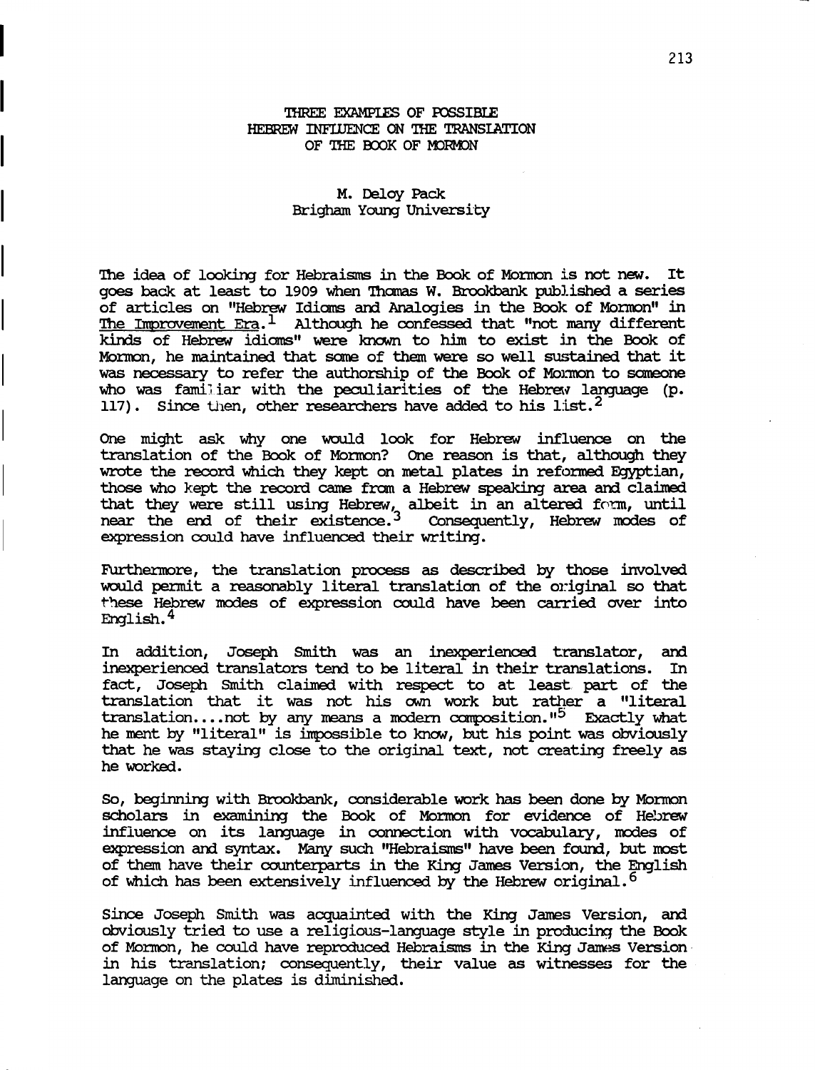# THREE EXAMPLES OF POSSIBLE HEBREW INFLUENCE ON THE TRANSLATION OF THE BOOK OF MORMON

M. Deloy Pack
Brigham Young University

The idea of looking for Hebraisms in the Book of Mormon is not new. It goes back at least to 1909 when Thomas W. Brookbank published a series of articles on "Hebrew Idioms and Analogies in the Book of Mormon" in The Improvement Era.[1] Although he confessed that "not many different kinds of Hebrew idioms" were known to him to exist in the Book of Mormon, he maintained that some of them were so well sustained that it was necessary to refer the authorship of the Book of Mormon to someone who was familiar with the peculiarities of the Hebrew language (p. 117). Since then, other researchers have added to his list.[2]

One might ask why one would look for Hebrew influence on the translation of the Book of Mormon? One reason is that, although they wrote the record which they kept on metal plates in reformed Egyptian, those who kept the record came from a Hebrew speaking area and claimed that they were still using Hebrew, albeit in an altered form, until near the end of their existence.[3] Consequently, Hebrew modes of expression could have influenced their writing.

Furthermore, the translation process as described by those involved would permit a reasonably literal translation of the original so that these Hebrew modes of expression could have been carried over into English.[4]

In addition, Joseph Smith was an inexperienced translator, and inexperienced translators tend to be literal in their translations. In fact, Joseph Smith claimed with respect to at least part of the translation that it was not his own work but rather a "literal translation....not by any means a modern composition."[5] Exactly what he ment by "literal" is impossible to know, but his point was obviously that he was staying close to the original text, not creating freely as he worked.

So, beginning with Brookbank, considerable work has been done by Mormon scholars in examining the Book of Mormon for evidence of Hebrew influence on its language in connection with vocabulary, modes of expression and syntax. Many such "Hebraisms" have been found, but most of them have their counterparts in the King James Version, the English of which has been extensively influenced by the Hebrew original.[6]

Since Joseph Smith was acquainted with the King James Version, and obviously tried to use a religious-language style in producing the Book of Mormon, he could have reproduced Hebraisms in the King James Version in his translation; consequently, their value as witnesses for the language on the plates is diminished.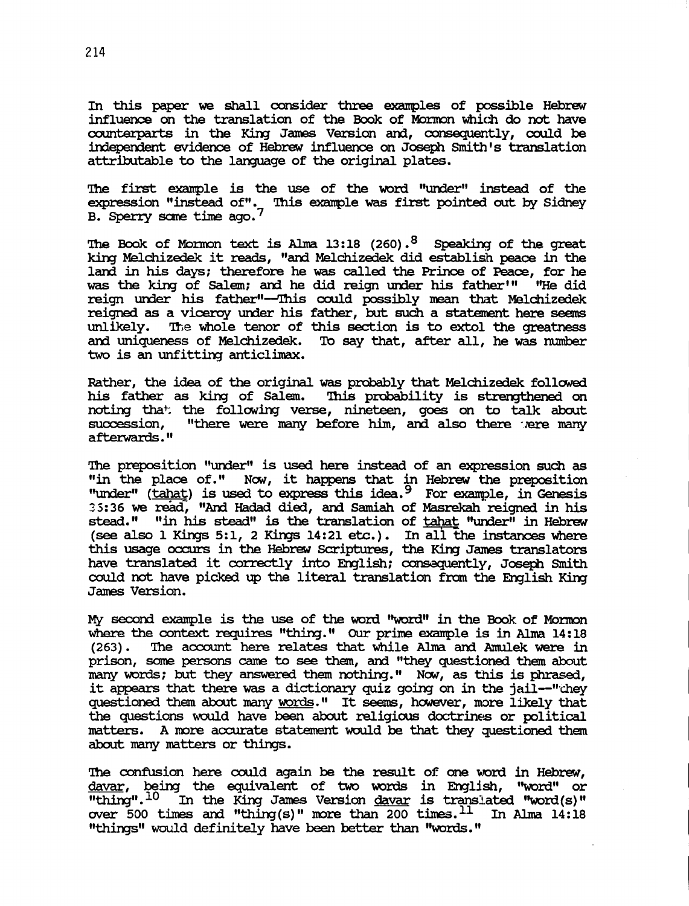In this paper we shall consider three examples of possible Hebrew influence on the translation of the Book of Mormon which do not have counterparts in the King James Version and, consequently, could be independent evidence of Hebrew influence on Joseph Smith's translation attributable to the language of the original plates.

The first example is the use of the word "under" instead of the expression "instead of". This example was first pointed out by Sidney B. Sperry some time ago.[7]

The Book of Mormon text is Alma 13:18 (260).[8] Speaking of the great king Melchizedek it reads, "and Melchizedek did establish peace in the land in his days; therefore he was called the Prince of Peace, for he was the king of Salem; and he did reign under his father'" "He did reign under his father"--This could possibly mean that Melchizedek reigned as a viceroy under his father, but such a statement here seems unlikely. The whole tenor of this section is to extol the greatness and uniqueness of Melchizedek. To say that, after all, he was number two is an unfitting anticlimax.

Rather, the idea of the original was probably that Melchizedek followed his father as king of Salem. This probability is strengthened on noting that the following verse, nineteen, goes on to talk about succession, "there were many before him, and also there were many afterwards."

The preposition "under" is used here instead of an expression such as "in the place of." Now, it happens that in Hebrew the preposition "under" (tahat) is used to express this idea.[9] For example, in Genesis 36:36 we read, "And Hadad died, and Samiah of Masrekah reigned in his stead." "in his stead" is the translation of tahat "under" in Hebrew (see also 1 Kings 5:1, 2 Kings 14:21 etc.). In all the instances where this usage occurs in the Hebrew Scriptures, the King James translators have translated it correctly into English; consequently, Joseph Smith could not have picked up the literal translation from the English King James Version.

My second example is the use of the word "word" in the Book of Mormon where the context requires "thing." Our prime example is in Alma 14:18 (263). The account here relates that while Alma and Amulek were in prison, some persons came to see them, and "they questioned them about many words; but they answered them nothing." Now, as this is phrased, it appears that there was a dictionary quiz going on in the jail--"they questioned them about many words." It seems, however, more likely that the questions would have been about religious doctrines or political matters. A more accurate statement would be that they questioned them about many matters or things.

The confusion here could again be the result of one word in Hebrew, davar, being the equivalent of two words in English, "word" or "thing".[10] In the King James Version davar is translated "word(s)" over 500 times and "thing(s)" more than 200 times.[11] In Alma 14:18 "things" would definitely have been better than "words."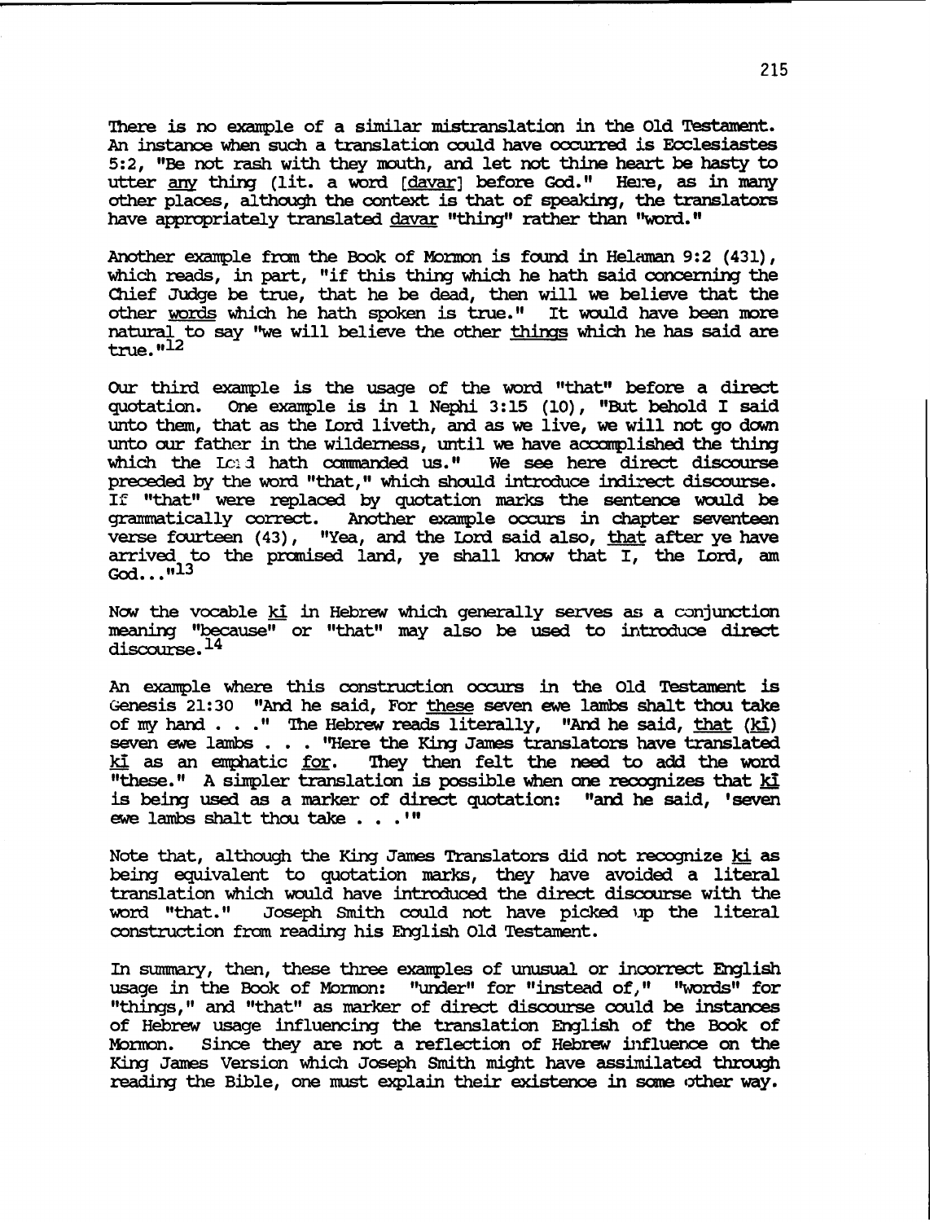There is no example of a similar mistranslation in the Old Testament. An instance when such a translation could have occurred is Ecclesiastes 5:2, "Be not rash with they mouth, and let not thine heart be hasty to utter _any_ thing (lit. a word [_davar_] before God." Here, as in many other places, although the context is that of speaking, the translators have appropriately translated _davar_ "thing" rather than "word."

Another example from the Book of Mormon is found in Helaman 9:2 (431), which reads, in part, "if this thing which he hath said concerning the Chief Judge be true, that he be dead, then will we believe that the other _words_ which he hath spoken is true." It would have been more natural to say "we will believe the other _things_ which he has said are true."[12]

Our third example is the usage of the word "that" before a direct quotation. One example is in 1 Nephi 3:15 (10), "But behold I said unto them, that as the Lord liveth, and as we live, we will not go down unto our father in the wilderness, until we have accomplished the thing which the Lord hath commanded us." We see here direct discourse preceded by the word "that," which should introduce indirect discourse. If "that" were replaced by quotation marks the sentence would be grammatically correct. Another example occurs in chapter seventeen verse fourteen (43), "Yea, and the Lord said also, _that_ after ye have arrived to the promised land, ye shall know that I, the Lord, am God..."[13]

Now the vocable _ki_ in Hebrew which generally serves as a conjunction meaning "because" or "that" may also be used to introduce direct discourse.[14]

An example where this construction occurs in the Old Testament is Genesis 21:30 "And he said, For _these_ seven ewe lambs shalt thou take of my hand . . ." The Hebrew reads literally, "And he said, _that_ (_ki_) seven ewe lambs . . . "Here the King James translators have translated _ki_ as an emphatic _for_. They then felt the need to add the word "these." A simpler translation is possible when one recognizes that _ki_ is being used as a marker of direct quotation: "and he said, 'seven ewe lambs shalt thou take . . .'"

Note that, although the King James Translators did not recognize _ki_ as being equivalent to quotation marks, they have avoided a literal translation which would have introduced the direct discourse with the word "that." Joseph Smith could not have picked up the literal construction from reading his English Old Testament.

In summary, then, these three examples of unusual or incorrect English usage in the Book of Mormon: "under" for "instead of," "words" for "things," and "that" as marker of direct discourse could be instances of Hebrew usage influencing the translation English of the Book of Mormon. Since they are not a reflection of Hebrew influence on the King James Version which Joseph Smith might have assimilated through reading the Bible, one must explain their existence in some other way.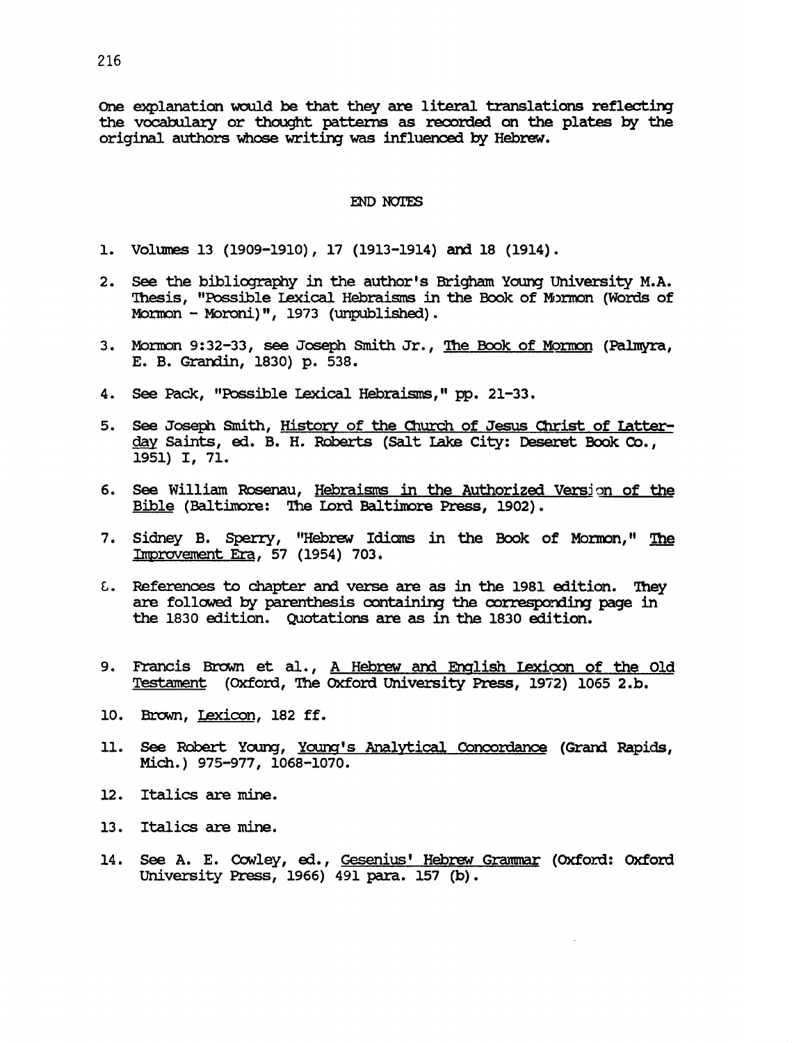One explanation would be that they are literal translations reflecting the vocabulary or thought patterns as recorded on the plates by the original authors whose writing was influenced by Hebrew.

## END NOTES

1. Volumes 13 (1909-1910), 17 (1913-1914) and 18 (1914).

2. See the bibliography in the author's Brigham Young University M.A. Thesis, "Possible Lexical Hebraisms in the Book of Mormon (Words of Mormon - Moroni)", 1973 (unpublished).

3. Mormon 9:32-33, see Joseph Smith Jr., The Book of Mormon (Palmyra, E. B. Grandin, 1830) p. 538.

4. See Pack, "Possible Lexical Hebraisms," pp. 21-33.

5. See Joseph Smith, History of the Church of Jesus Christ of Latter-day Saints, ed. B. H. Roberts (Salt Lake City: Deseret Book Co., 1951) I, 71.

6. See William Rosenau, Hebraisms in the Authorized Version of the Bible (Baltimore: The Lord Baltimore Press, 1902).

7. Sidney B. Sperry, "Hebrew Idioms in the Book of Mormon," The Improvement Era, 57 (1954) 703.

8. References to chapter and verse are as in the 1981 edition. They are followed by parenthesis containing the corresponding page in the 1830 edition. Quotations are as in the 1830 edition.

9. Francis Brown et al., A Hebrew and English Lexicon of the Old Testament (Oxford, The Oxford University Press, 1972) 1065 2.b.

10. Brown, Lexicon, 182 ff.

11. See Robert Young, Young's Analytical Concordance (Grand Rapids, Mich.) 975-977, 1068-1070.

12. Italics are mine.

13. Italics are mine.

14. See A. E. Cowley, ed., Gesenius' Hebrew Grammar (Oxford: Oxford University Press, 1966) 491 para. 157 (b).